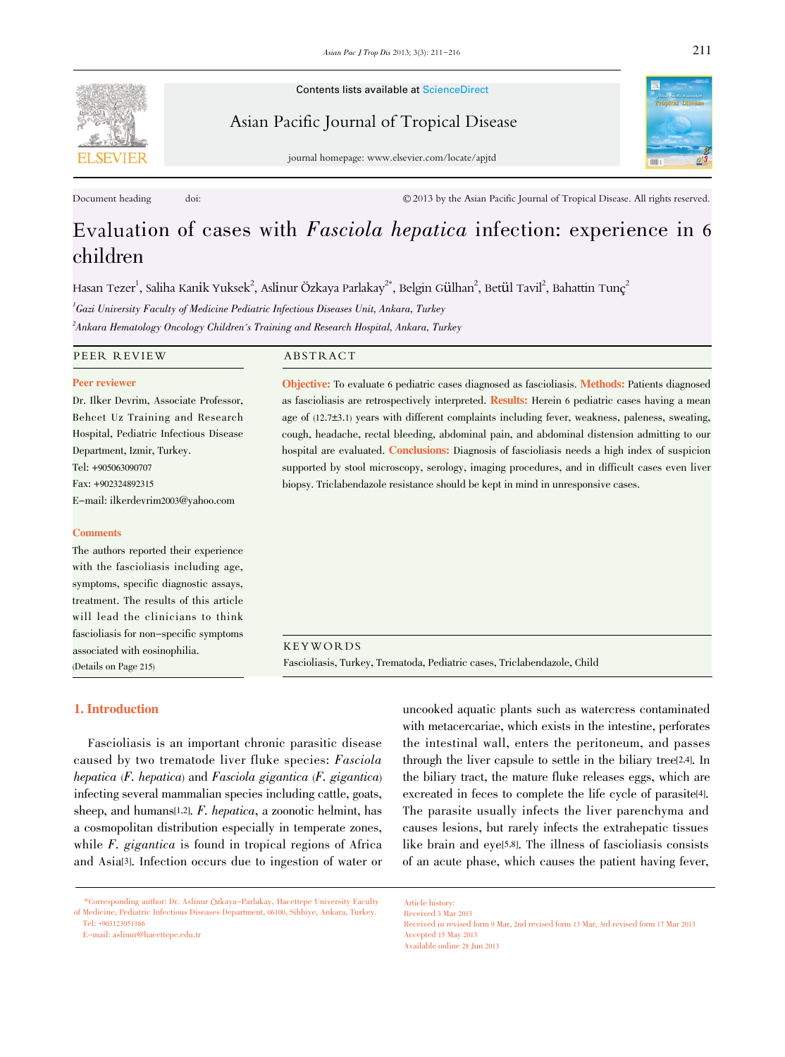Contents lists available at ScienceDirect

Asian Pacific Journal of Tropical Disease

journal homepage: www.elsevier.com/locate/apjtd

Document heading doi:

© 2013 by the Asian Pacific Journal of Tropical Disease. All rights reserved.

# Evaluation of cases with *Fasciola hepatica* infection: experience in 6 children

Hasan Tezer[1], Saliha Kanik Yuksek[2], Aslinur Özkaya Parlakay[2*], Belgin Gülhan[2], Betül Tavil[2], Bahattin Tunç[2]

[1]*Gazi University Faculty of Medicine Pediatric Infectious Diseases Unit, Ankara, Turkey*

[2]*Ankara Hematology Oncology Children's Training and Research Hospital, Ankara, Turkey*

## PEER REVIEW

**Peer reviewer**

Dr. Ilker Devrim, Associate Professor, Behcet Uz Training and Research Hospital, Pediatric Infectious Disease Department, Izmir, Turkey.
Tel: +905063090707
Fax: +902324892315
E-mail: ilkerdevrim2003@yahoo.com

**Comments**

The authors reported their experience with the fascioliasis including age, symptoms, specific diagnostic assays, treatment. The results of this article will lead the clinicians to think fascioliasis for non-specific symptoms associated with eosinophilia.
(Details on Page 215)

## ABSTRACT

**Objective:** To evaluate 6 pediatric cases diagnosed as fascioliasis. **Methods:** Patients diagnosed as fascioliasis are retrospectively interpreted. **Results:** Herein 6 pediatric cases having a mean age of (12.7±3.1) years with different complaints including fever, weakness, paleness, sweating, cough, headache, rectal bleeding, abdominal pain, and abdominal distension admitting to our hospital are evaluated. **Conclusions:** Diagnosis of fascioliasis needs a high index of suspicion supported by stool microscopy, serology, imaging procedures, and in difficult cases even liver biopsy. Triclabendazole resistance should be kept in mind in unresponsive cases.

## KEYWORDS

Fascioliasis, Turkey, Trematoda, Pediatric cases, Triclabendazole, Child

## 1. Introduction

Fascioliasis is an important chronic parasitic disease caused by two trematode liver fluke species: *Fasciola hepatica* (*F. hepatica*) and *Fasciola gigantica* (*F. gigantica*) infecting several mammalian species including cattle, goats, sheep, and humans[1,2]. *F. hepatica*, a zoonotic helmint, has a cosmopolitan distribution especially in temperate zones, while *F. gigantica* is found in tropical regions of Africa and Asia[3]. Infection occurs due to ingestion of water or uncooked aquatic plants such as watercress contaminated with metacercariae, which exists in the intestine, perforates the intestinal wall, enters the peritoneum, and passes through the liver capsule to settle in the biliary tree[2,4]. In the biliary tract, the mature fluke releases eggs, which are excreated in feces to complete the life cycle of parasite[4]. The parasite usually infects the liver parenchyma and causes lesions, but rarely infects the extrahepatic tissues like brain and eye[5,8]. The illness of fascioliasis consists of an acute phase, which causes the patient having fever,

*Corresponding author: Dr. Aslinur Özkaya-Parlakay, Hacettepe University Faculty of Medicine, Pediatric Infectious Diseases Department, 06100, Sihhiye, Ankara, Turkey.
Tel: +903123051166
E-mail: aslinur@hacettepe.edu.tr

Article history:
Received 3 Mar 2013
Received in revised form 9 Mar, 2nd revised form 13 Mar, 3rd revised form 17 Mar 2013
Accepted 15 May 2013
Available online 28 Jun 2013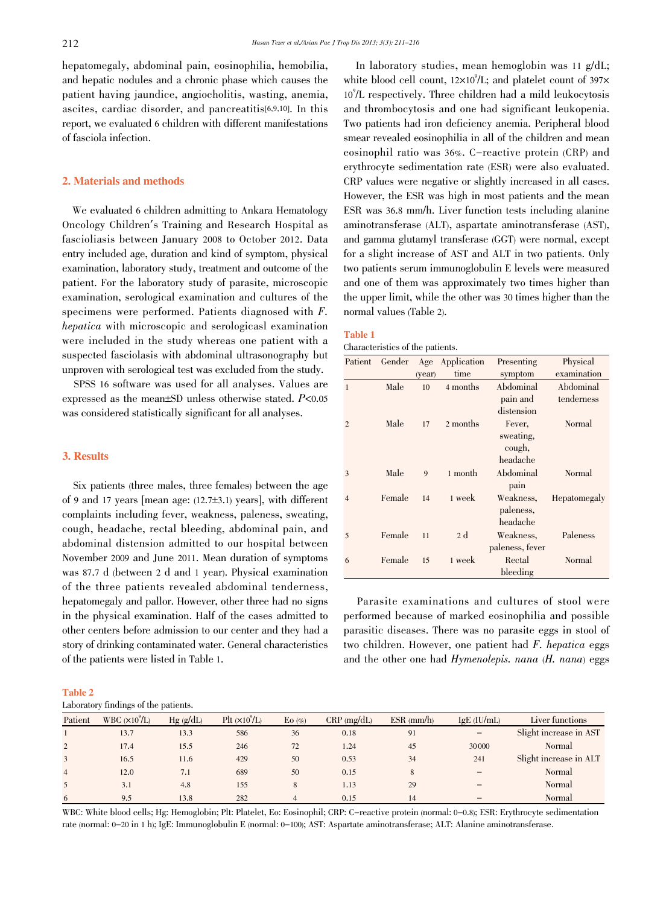hepatomegaly, abdominal pain, eosinophilia, hemobilia, and hepatic nodules and a chronic phase which causes the patient having jaundice, angiocholitis, wasting, anemia, ascites, cardiac disorder, and pancreatitis[6,9,10]. In this report, we evaluated 6 children with different manifestations of fasciola infection.

## 2. Materials and methods

We evaluated 6 children admitting to Ankara Hematology Oncology Children's Training and Research Hospital as fascioliasis between January 2008 to October 2012. Data entry included age, duration and kind of symptom, physical examination, laboratory study, treatment and outcome of the patient. For the laboratory study of parasite, microscopic examination, serological examination and cultures of the specimens were performed. Patients diagnosed with *F. hepatica* with microscopic and serologicasl examination were included in the study whereas one patient with a suspected fasciolasis with abdominal ultrasonography but unproven with serological test was excluded from the study.

SPSS 16 software was used for all analyses. Values are expressed as the mean±SD unless otherwise stated. $P<0.05$ was considered statistically significant for all analyses.

## 3. Results

Six patients (three males, three females) between the age of 9 and 17 years [mean age: (12.7±3.1) years], with different complaints including fever, weakness, paleness, sweating, cough, headache, rectal bleeding, abdominal pain, and abdominal distension admitted to our hospital between November 2009 and June 2011. Mean duration of symptoms was 87.7 d (between 2 d and 1 year). Physical examination of the three patients revealed abdominal tenderness, hepatomegaly and pallor. However, other three had no signs in the physical examination. Half of the cases admitted to other centers before admission to our center and they had a story of drinking contaminated water. General characteristics of the patients were listed in Table 1.

In laboratory studies, mean hemoglobin was 11 g/dL; white blood cell count, $12\times10^9$/L; and platelet count of $397\times10^9$/L respectively. Three children had a mild leukocytosis and thrombocytosis and one had significant leukopenia. Two patients had iron deficiency anemia. Peripheral blood smear revealed eosinophilia in all of the children and mean eosinophil ratio was 36%. C-reactive protein (CRP) and erythrocyte sedimentation rate (ESR) were also evaluated. CRP values were negative or slightly increased in all cases. However, the ESR was high in most patients and the mean ESR was 36.8 mm/h. Liver function tests including alanine aminotransferase (ALT), aspartate aminotransferase (AST), and gamma glutamyl transferase (GGT) were normal, except for a slight increase of AST and ALT in two patients. Only two patients serum immunoglobulin E levels were measured and one of them was approximately two times higher than the upper limit, while the other was 30 times higher than the normal values (Table 2).

**Table 1**
Characteristics of the patients.

| Patient | Gender | Age (year) | Application time | Presenting symptom | Physical examination |
|---|---|---|---|---|---|
| 1 | Male | 10 | 4 months | Abdominal pain and distension | Abdominal tenderness |
| 2 | Male | 17 | 2 months | Fever, sweating, cough, headache | Normal |
| 3 | Male | 9 | 1 month | Abdominal pain | Normal |
| 4 | Female | 14 | 1 week | Weakness, paleness, headache | Hepatomegaly |
| 5 | Female | 11 | 2 d | Weakness, paleness, fever | Paleness |
| 6 | Female | 15 | 1 week | Rectal bleeding | Normal |

Parasite examinations and cultures of stool were performed because of marked eosinophilia and possible parasitic diseases. There was no parasite eggs in stool of two children. However, one patient had *F. hepatica* eggs and the other one had *Hymenolepis. nana* (*H. nana*) eggs

**Table 2**
Laboratory findings of the patients.

| Patient | WBC ($\times10^9$/L) | Hg (g/dL) | Plt ($\times10^9$/L) | Eo (%) | CRP (mg/dL) | ESR (mm/h) | IgE (IU/mL) | Liver functions |
|---|---|---|---|---|---|---|---|---|
| 1 | 13.7 | 13.3 | 586 | 36 | 0.18 | 91 | – | Slight increase in AST |
| 2 | 17.4 | 15.5 | 246 | 72 | 1.24 | 45 | 30000 | Normal |
| 3 | 16.5 | 11.6 | 429 | 50 | 0.53 | 34 | 241 | Slight increase in ALT |
| 4 | 12.0 | 7.1 | 689 | 50 | 0.15 | 8 | – | Normal |
| 5 | 3.1 | 4.8 | 155 | 8 | 1.13 | 29 | – | Normal |
| 6 | 9.5 | 13.8 | 282 | 4 | 0.15 | 14 | – | Normal |

WBC: White blood cells; Hg: Hemoglobin; Plt: Platelet, Eo: Eosinophil; CRP: C-reactive protein (normal: 0–0.8); ESR: Erythrocyte sedimentation rate (normal: 0–20 in 1 h); IgE: Immunoglobulin E (normal: 0–100); AST: Aspartate aminotransferase; ALT: Alanine aminotransferase.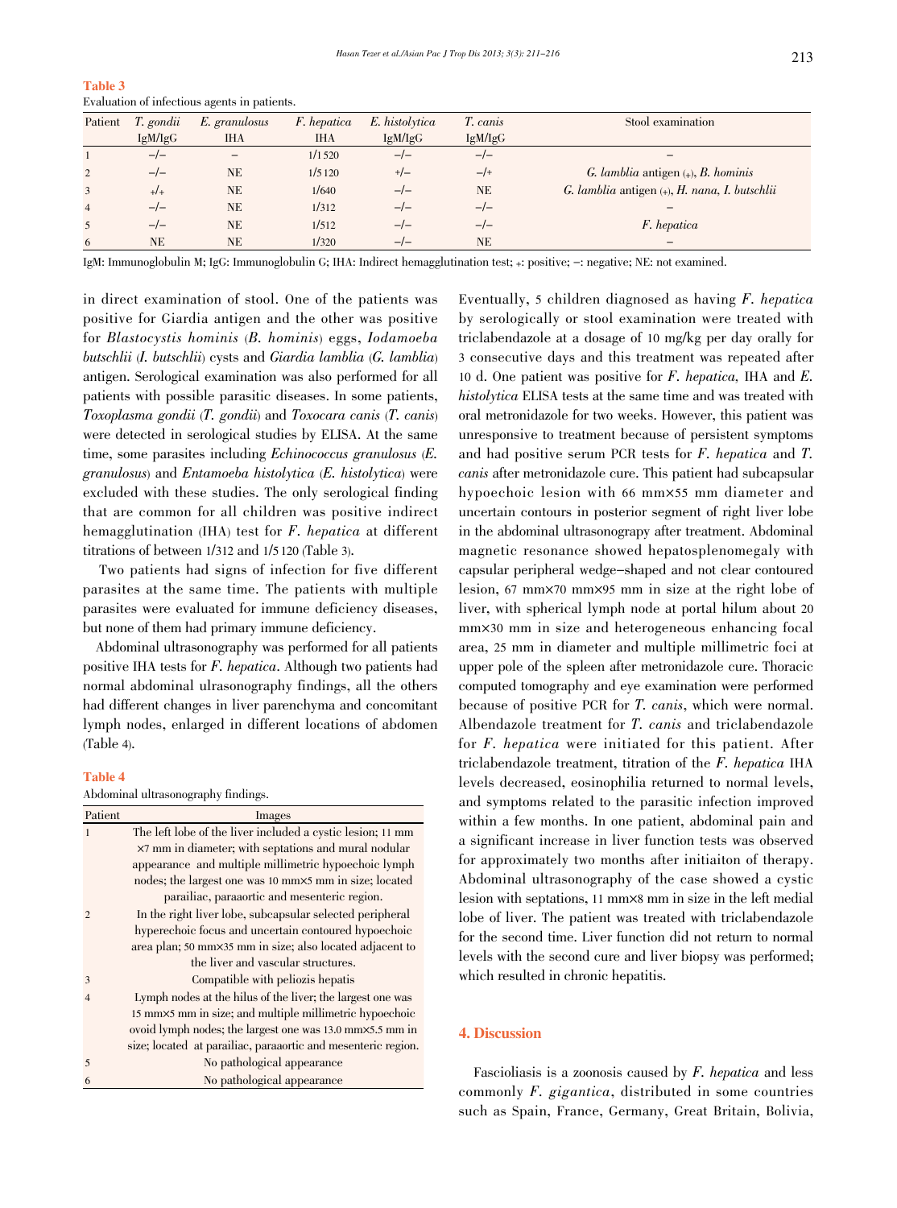**Table 3**

Evaluation of infectious agents in patients.

| Patient | *T. gondii* IgM/IgG | *E. granulosus* IHA | *F. hepatica* IHA | *E. histolytica* IgM/IgG | *T. canis* IgM/IgG | Stool examination |
|---|---|---|---|---|---|---|
| 1 | −/− | − | 1/1 520 | −/− | −/− | − |
| 2 | −/− | NE | 1/5 120 | +/− | −/+ | *G. lamblia* antigen (+), *B. hominis* |
| 3 | +/+ | NE | 1/640 | −/− | NE | *G. lamblia* antigen (+), *H. nana*, *I. butschlii* |
| 4 | −/− | NE | 1/312 | −/− | −/− | − |
| 5 | −/− | NE | 1/512 | −/− | −/− | *F. hepatica* |
| 6 | NE | NE | 1/320 | −/− | NE | − |

IgM: Immunoglobulin M; IgG: Immunoglobulin G; IHA: Indirect hemagglutination test; +: positive; −: negative; NE: not examined.

in direct examination of stool. One of the patients was positive for Giardia antigen and the other was positive for *Blastocystis hominis* (*B. hominis*) eggs, *Iodamoeba butschlii* (*I. butschlii*) cysts and *Giardia lamblia* (*G. lamblia*) antigen. Serological examination was also performed for all patients with possible parasitic diseases. In some patients, *Toxoplasma gondii* (*T. gondii*) and *Toxocara canis* (*T. canis*) were detected in serological studies by ELISA. At the same time, some parasites including *Echinococcus granulosus* (*E. granulosus*) and *Entamoeba histolytica* (*E. histolytica*) were excluded with these studies. The only serological finding that are common for all children was positive indirect hemagglutination (IHA) test for *F. hepatica* at different titrations of between 1/312 and 1/5 120 (Table 3).

Two patients had signs of infection for five different parasites at the same time. The patients with multiple parasites were evaluated for immune deficiency diseases, but none of them had primary immune deficiency.

Abdominal ultrasonography was performed for all patients positive IHA tests for *F. hepatica*. Although two patients had normal abdominal ulrasonography findings, all the others had different changes in liver parenchyma and concomitant lymph nodes, enlarged in different locations of abdomen (Table 4).

**Table 4**

Abdominal ultrasonography findings.

| Patient | Images |
|---|---|
| 1 | The left lobe of the liver included a cystic lesion; 11 mm ×7 mm in diameter; with septations and mural nodular appearance and multiple millimetric hypoechoic lymph nodes; the largest one was 10 mm×5 mm in size; located parailiac, paraaortic and mesenteric region. |
| 2 | In the right liver lobe, subcapsular selected peripheral hyperechoic focus and uncertain contoured hypoechoic area plan; 50 mm×35 mm in size; also located adjacent to the liver and vascular structures. |
| 3 | Compatible with peliozis hepatis |
| 4 | Lymph nodes at the hilus of the liver; the largest one was 15 mm×5 mm in size; and multiple millimetric hypoechoic ovoid lymph nodes; the largest one was 13.0 mm×5.5 mm in size; located at parailiac, paraaortic and mesenteric region. |
| 5 | No pathological appearance |
| 6 | No pathological appearance |

Eventually, 5 children diagnosed as having *F. hepatica* by serologically or stool examination were treated with triclabendazole at a dosage of 10 mg/kg per day orally for 3 consecutive days and this treatment was repeated after 10 d. One patient was positive for *F. hepatica*, IHA and *E. histolytica* ELISA tests at the same time and was treated with oral metronidazole for two weeks. However, this patient was unresponsive to treatment because of persistent symptoms and had positive serum PCR tests for *F. hepatica* and *T. canis* after metronidazole cure. This patient had subcapsular hypoechoic lesion with 66 mm×55 mm diameter and uncertain contours in posterior segment of right liver lobe in the abdominal ultrasonograpy after treatment. Abdominal magnetic resonance showed hepatosplenomegaly with capsular peripheral wedge-shaped and not clear contoured lesion, 67 mm×70 mm×95 mm in size at the right lobe of liver, with spherical lymph node at portal hilum about 20 mm×30 mm in size and heterogeneous enhancing focal area, 25 mm in diameter and multiple millimetric foci at upper pole of the spleen after metronidazole cure. Thoracic computed tomography and eye examination were performed because of positive PCR for *T. canis*, which were normal. Albendazole treatment for *T. canis* and triclabendazole for *F. hepatica* were initiated for this patient. After triclabendazole treatment, titration of the *F. hepatica* IHA levels decreased, eosinophilia returned to normal levels, and symptoms related to the parasitic infection improved within a few months. In one patient, abdominal pain and a significant increase in liver function tests was observed for approximately two months after initiaiton of therapy. Abdominal ultrasonography of the case showed a cystic lesion with septations, 11 mm×8 mm in size in the left medial lobe of liver. The patient was treated with triclabendazole for the second time. Liver function did not return to normal levels with the second cure and liver biopsy was performed; which resulted in chronic hepatitis.

## 4. Discussion

Fascioliasis is a zoonosis caused by *F. hepatica* and less commonly *F. gigantica*, distributed in some countries such as Spain, France, Germany, Great Britain, Bolivia,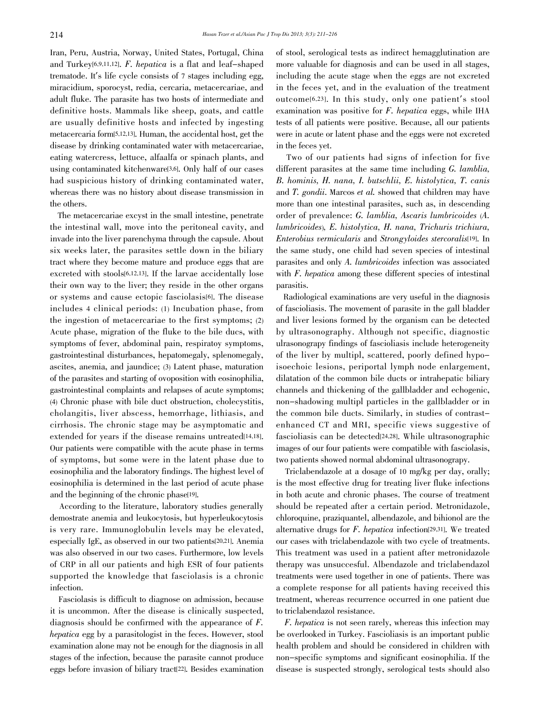Iran, Peru, Austria, Norway, United States, Portugal, China and Turkey[6,9,11,12]. *F. hepatica* is a flat and leaf-shaped trematode. It's life cycle consists of 7 stages including egg, miracidium, sporocyst, redia, cercaria, metacercariae, and adult fluke. The parasite has two hosts of intermediate and definitive hosts. Mammals like sheep, goats, and cattle are usually definitive hosts and infected by ingesting metacercaria form[5,12,13]. Human, the accidental host, get the disease by drinking contaminated water with metacercariae, eating watercress, lettuce, alfaalfa or spinach plants, and using contaminated kitchenware[3,6]. Only half of our cases had suspicious history of drinking contaminated water, whereas there was no history about disease transmission in the others.

The metacercariae excyst in the small intestine, penetrate the intestinal wall, move into the peritoneal cavity, and invade into the liver parenchyma through the capsule. About six weeks later, the parasites settle down in the biliary tract where they become mature and produce eggs that are excreted with stools[6,12,13]. If the larvae accidentally lose their own way to the liver; they reside in the other organs or systems and cause ectopic fasciolasis[6]. The disease includes 4 clinical periods: (1) Incubation phase, from the ingestion of metacercariae to the first symptoms; (2) Acute phase, migration of the fluke to the bile ducs, with symptoms of fever, abdominal pain, respiratoy symptoms, gastrointestinal disturbances, hepatomegaly, splenomegaly, ascites, anemia, and jaundice; (3) Latent phase, maturation of the parasites and starting of ovoposition with eosinophilia, gastrointestinal complaints and relapses of acute symptoms; (4) Chronic phase with bile duct obstruction, cholecystitis, cholangitis, liver abscess, hemorrhage, lithiasis, and cirrhosis. The chronic stage may be asymptomatic and extended for years if the disease remains untreated[14,18]. Our patients were compatible with the acute phase in terms of symptoms, but some were in the latent phase due to eosinophilia and the laboratory findings. The highest level of eosinophilia is determined in the last period of acute phase and the beginning of the chronic phase[19].

According to the literature, laboratory studies generally demostrate anemia and leukocytosis, but hyperleukocytosis is very rare. Immunoglobulin levels may be elevated, especially IgE, as observed in our two patients[20,21]. Anemia was also observed in our two cases. Furthermore, low levels of CRP in all our patients and high ESR of four patients supported the knowledge that fasciolasis is a chronic infection.

Fasciolasis is difficult to diagnose on admission, because it is uncommon. After the disease is clinically suspected, diagnosis should be confirmed with the appearance of *F. hepatica* egg by a parasitologist in the feces. However, stool examination alone may not be enough for the diagnosis in all stages of the infection, because the parasite cannot produce eggs before invasion of biliary tract[22]. Besides examination of stool, serological tests as indirect hemagglutination are more valuable for diagnosis and can be used in all stages, including the acute stage when the eggs are not excreted in the feces yet, and in the evaluation of the treatment outcome[6,23]. In this study, only one patient's stool examination was positive for *F. hepatica* eggs, while IHA tests of all patients were positive. Because, all our patients were in acute or latent phase and the eggs were not excreted in the feces yet.

Two of our patients had signs of infection for five different parasites at the same time including *G. lamblia, B. hominis, H. nana, I. butschlii, E. histolytica, T. canis* and *T. gondii*. Marcos *et al.* showed that children may have more than one intestinal parasites, such as, in descending order of prevalence: *G. lamblia, Ascaris lumbricoides* (*A. lumbricoides*), *E. histolytica, H. nana, Trichuris trichiura, Enterobius vermicularis* and *Strongyloides stercoralis*[19]. In the same study, one child had seven species of intestinal parasites and only *A. lumbricoides* infection was associated with *F. hepatica* among these different species of intestinal parasitis.

Radiological examinations are very useful in the diagnosis of fascioliasis. The movement of parasite in the gall bladder and liver lesions formed by the organism can be detected by ultrasonography. Although not specific, diagnostic ulrasonograpy findings of fascioliasis include heterogeneity of the liver by multipl, scattered, poorly defined hypo-isoechoic lesions, periportal lymph node enlargement, dilatation of the common bile ducts or intrahepatic biliary channels and thickening of the gallbladder and echogenic, non-shadowing multipl particles in the gallbladder or in the common bile ducts. Similarly, in studies of contrast-enhanced CT and MRI, specific views suggestive of fascioliasis can be detected[24,28]. While ultrasonographic images of our four patients were compatible with fasciolasis, two patients showed normal abdominal ultrasonograpy.

Triclabendazole at a dosage of 10 mg/kg per day, orally; is the most effective drug for treating liver fluke infections in both acute and chronic phases. The course of treatment should be repeated after a certain period. Metronidazole, chloroquine, praziquantel, albendazole, and bihionol are the alternative drugs for *F. hepatica* infection[29,31]. We treated our cases with triclabendazole with two cycle of treatments. This treatment was used in a patient after metronidazole therapy was unsuccesful. Albendazole and triclabendazol treatments were used together in one of patients. There was a complete response for all patients having received this treatment, whereas recurrence occurred in one patient due to triclabendazol resistance.

*F. hepatica* is not seen rarely, whereas this infection may be overlooked in Turkey. Fascioliasis is an important public health problem and should be considered in children with non-specific symptoms and significant eosinophilia. If the disease is suspected strongly, serological tests should also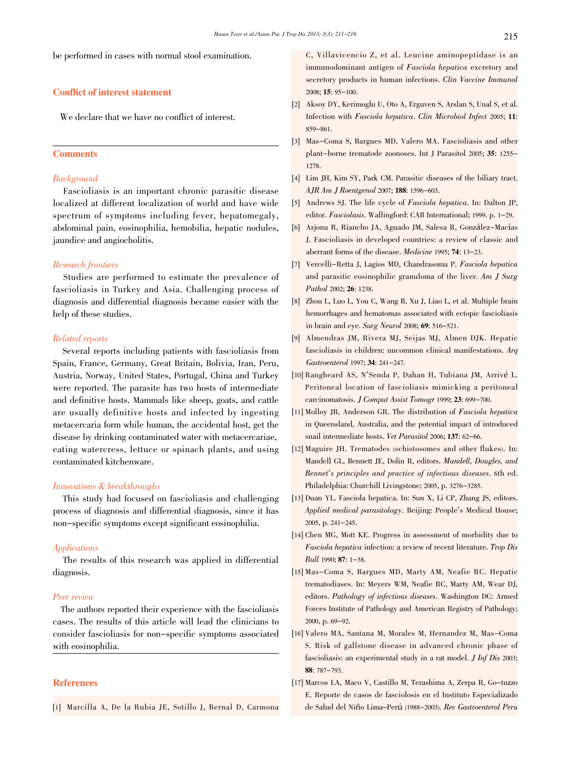be performed in cases with normal stool examination.

## Conflict of interest statement

We declare that we have no conflict of interest.

## Comments

### *Background*

Fascioliasis is an important chronic parasitic disease localized at different localization of world and have wide spectrum of symptoms including fever, hepatomegaly, abdominal pain, eosinophilia, hemobilia, hepatic nodules, jaundice and angiocholitis.

### *Research frontiers*

Studies are performed to estimate the prevalence of fascioliasis in Turkey and Asia. Challenging process of diagnosis and differential diagnosis became easier with the help of these studies.

### *Related reports*

Several reports including patients with fascioliasis from Spain, France, Germany, Great Britain, Bolivia, Iran, Peru, Austria, Norway, United States, Portugal, China and Turkey were reported. The parasite has two hosts of intermediate and definitive hosts. Mammals like sheep, goats, and cattle are usually definitive hosts and infected by ingesting metacercaria form while human, the accidental host, get the disease by drinking contaminated water with metacercariae, eating watercress, lettuce or spinach plants, and using contaminated kitchenware.

### *Innovations & breakthroughs*

This study had focused on fascioliasis and challenging process of diagnosis and differential diagnosis, since it has non-specific symptoms except significant eosinophilia.

### *Applications*

The results of this research was applied in differential diagnosis.

### *Peer review*

The authors reported their experience with the fascioliasis cases. The results of this article will lead the clinicians to consider fascioliasis for non-specific symptoms associated with eosinophilia.

## References

[1] Marcilla A, De la Rubia JE, Sotillo J, Bernal D, Carmona C, Villavicencio Z, et al. Leucine aminopeptidase is an immunodominant antigen of *Fasciola hepatica* excretory and secretory products in human infections. *Clin Vaccine Immunol* 2008; **15**: 95-100.

[2] Aksoy DY, Kerimoglu U, Oto A, Erguven S, Arslan S, Unal S, et al. Infection with *Fasciola hepatica*. *Clin Microbiol Infect* 2005; **11**: 859-861.

[3] Mas-Coma S, Bargues MD, Valero MA. Fascioliasis and other plant-borne trematode zoonoses. Int J Parasitol 2005; **35**: 1255-1278.

[4] Lim JH, Kim SY, Park CM. Parasitic diseases of the biliary tract. *AJR Am J Roentgenol* 2007; **188**: 1596-603.

[5] Andrews SJ. The life cycle of *Fasciola hepatica*. In: Dalton JP, editor. *Fasciolasis*. Wallingford: CAB International; 1999. p. 1-29.

[6] Arjona R, Riancho JA, Aguado JM, Salesa R, González-Macías J. Fascioliasis in developed countries: a review of classic and aberrant forms of the disease. *Medicine* 1995; **74**: 13-23.

[7] Vercelli-Retta J, Lagios MD, Chandrasoma P. *Fasciola hepatica* and parasitic eosinophilic granuloma of the liver. *Am J Surg Pathol* 2002; **26**: 1238.

[8] Zhou L, Luo L, You C, Wang B, Xu J, Liao L, et al. Multiple brain hemorrhages and hematomas associated with ectopic fascioliasis in brain and eye. *Surg Neurol* 2008; **69**: 516-521.

[9] Almendras JM, Rivera MJ, Seijas MJ, Almen DJK. Hepatic fascioliasis in children: uncommon clinical manifestations. *Arq Gastroenterol* 1997; **34**: 241-247.

[10] Rangheard AS, N'Senda P, Dahan H, Tubiana JM, Arrivé L. Peritoneal location of fascioliasis mimicking a peritoneal carcinomatosis. *J Comput Assist Tomogr* 1999; **23**: 699-700.

[11] Molloy JB, Anderson GR. The distribution of *Fasciola hepatica* in Queensland, Australia, and the potential impact of introduced snail intermediate hosts. *Vet Parasitol* 2006; **137**: 62-66.

[12] Maguire JH. Trematodes (schistosomes and other flukes). In: Mandell GL, Bennett JE, Dolin R, editors. *Mandell, Dougles, and Bennet's principles and practice of infectious diseases*. 6th ed. Philadelphia: Churchill Livingstone; 2005, p. 3276-3285.

[13] Duan YL. Fasciola hepatica. In: Sun X, Li CP, Zhang JS, editors. *Applied medical parasitology*. Beijing: People's Medical House; 2005, p. 241-245.

[14] Chen MG, Mott KE. Progress in assessment of morbidity due to *Fasciola hepatica* infection: a review of recent literature. *Trop Dis Bull* 1990; **87**: 1-38.

[15] Mas-Coma S, Bargues MD, Marty AM, Neafie RC. Hepatic trematodiases. In: Meyers WM, Neafie RC, Marty AM, Wear DJ, editors. *Pathology of infectious diseases*. Washington DC: Armed Forces Institute of Pathology and American Registry of Pathology; 2000, p. 69-92.

[16] Valero MA, Santana M, Morales M, Hernandez M, Mas-Coma S. Risk of gallstone disease in advanced chronic phase of fascioliasis: an experimental study in a rat model. *J Inf Dis* 2003; **88**: 787-793.

[17] Marcos LA, Maco V, Castillo M, Terashima A, Zerpa R, Go-tuzzo E. Reporte de casos de fasciolosis en el Instituto Especializado de Salud del Niño Lima-Perú (1988-2003). *Rev Gastroenterol Peru*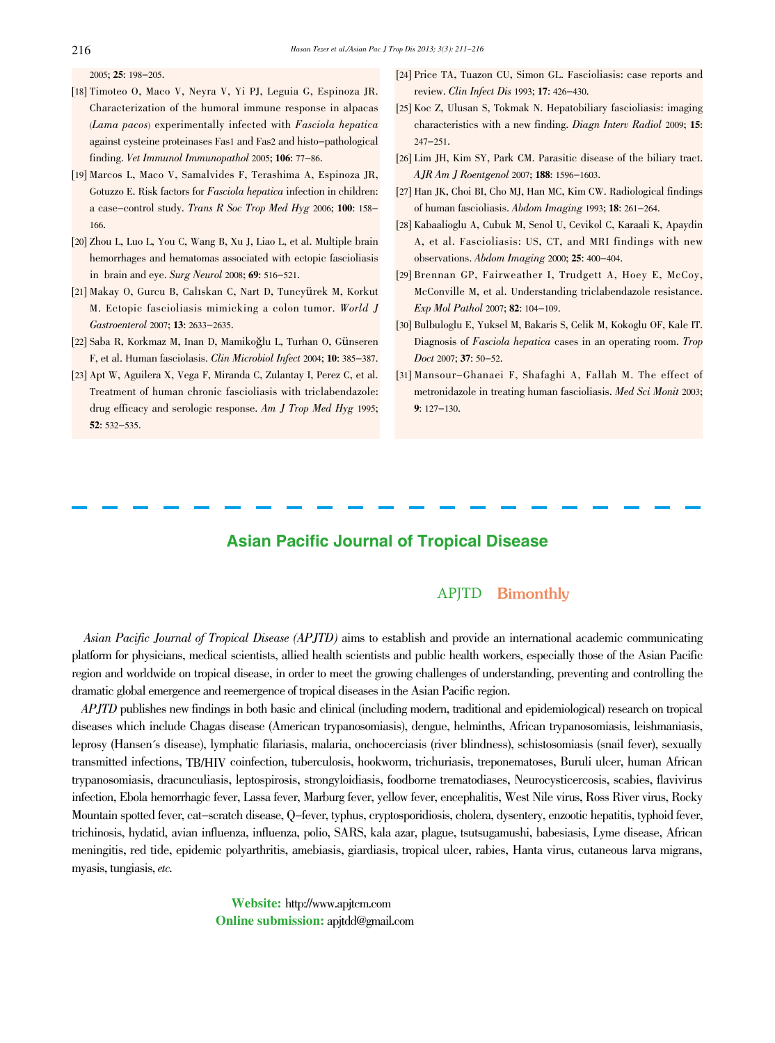2005; **25**: 198–205.

[18] Timoteo O, Maco V, Neyra V, Yi PJ, Leguia G, Espinoza JR. Characterization of the humoral immune response in alpacas (*Lama pacos*) experimentally infected with *Fasciola hepatica* against cysteine proteinases Fas1 and Fas2 and histo–pathological finding. *Vet Immunol Immunopathol* 2005; **106**: 77–86.

[19] Marcos L, Maco V, Samalvides F, Terashima A, Espinoza JR, Gotuzzo E. Risk factors for *Fasciola hepatica* infection in children: a case–control study. *Trans R Soc Trop Med Hyg* 2006; **100**: 158–166.

[20] Zhou L, Luo L, You C, Wang B, Xu J, Liao L, et al. Multiple brain hemorrhages and hematomas associated with ectopic fascioliasis in brain and eye. *Surg Neurol* 2008; **69**: 516–521.

[21] Makay O, Gurcu B, Calıskan C, Nart D, Tuncyürek M, Korkut M. Ectopic fascioliasis mimicking a colon tumor. *World J Gastroenterol* 2007; **13**: 2633–2635.

[22] Saba R, Korkmaz M, Inan D, Mamikoğlu L, Turhan O, Günseren F, et al. Human fasciolasis. *Clin Microbiol Infect* 2004; **10**: 385–387.

[23] Apt W, Aguilera X, Vega F, Miranda C, Zulantay I, Perez C, et al. Treatment of human chronic fascioliasis with triclabendazole: drug efficacy and serologic response. *Am J Trop Med Hyg* 1995; **52**: 532–535.

[24] Price TA, Tuazon CU, Simon GL. Fascioliasis: case reports and review. *Clin Infect Dis* 1993; **17**: 426–430.

[25] Koc Z, Ulusan S, Tokmak N. Hepatobiliary fascioliasis: imaging characteristics with a new finding. *Diagn Interv Radiol* 2009; **15**: 247–251.

[26] Lim JH, Kim SY, Park CM. Parasitic disease of the biliary tract. *AJR Am J Roentgenol* 2007; **188**: 1596–1603.

[27] Han JK, Choi BI, Cho MJ, Han MC, Kim CW. Radiological findings of human fascioliasis. *Abdom Imaging* 1993; **18**: 261–264.

[28] Kabaalioglu A, Cubuk M, Senol U, Cevikol C, Karaali K, Apaydin A, et al. Fascioliasis: US, CT, and MRI findings with new observations. *Abdom Imaging* 2000; **25**: 400–404.

[29] Brennan GP, Fairweather I, Trudgett A, Hoey E, McCoy, McConville M, et al. Understanding triclabendazole resistance. *Exp Mol Pathol* 2007; **82**: 104–109.

[30] Bulbuloglu E, Yuksel M, Bakaris S, Celik M, Kokoglu OF, Kale IT. Diagnosis of *Fasciola hepatica* cases in an operating room. *Trop Doct* 2007; **37**: 50–52.

[31] Mansour–Ghanaei F, Shafaghi A, Fallah M. The effect of metronidazole in treating human fascioliasis. *Med Sci Monit* 2003; **9**: 127–130.

## Asian Pacific Journal of Tropical Disease

APJTD Bimonthly

*Asian Pacific Journal of Tropical Disease (APJTD)* aims to establish and provide an international academic communicating platform for physicians, medical scientists, allied health scientists and public health workers, especially those of the Asian Pacific region and worldwide on tropical disease, in order to meet the growing challenges of understanding, preventing and controlling the dramatic global emergence and reemergence of tropical diseases in the Asian Pacific region.

*APJTD* publishes new findings in both basic and clinical (including modern, traditional and epidemiological) research on tropical diseases which include Chagas disease (American trypanosomiasis), dengue, helminths, African trypanosomiasis, leishmaniasis, leprosy (Hansen´s disease), lymphatic filariasis, malaria, onchocerciasis (river blindness), schistosomiasis (snail fever), sexually transmitted infections, TB/HIV coinfection, tuberculosis, hookworm, trichuriasis, treponematoses, Buruli ulcer, human African trypanosomiasis, dracunculiasis, leptospirosis, strongyloidiasis, foodborne trematodiases, Neurocysticercosis, scabies, flavivirus infection, Ebola hemorrhagic fever, Lassa fever, Marburg fever, yellow fever, encephalitis, West Nile virus, Ross River virus, Rocky Mountain spotted fever, cat–scratch disease, Q–fever, typhus, cryptosporidiosis, cholera, dysentery, enzootic hepatitis, typhoid fever, trichinosis, hydatid, avian influenza, influenza, polio, SARS, kala azar, plague, tsutsugamushi, babesiasis, Lyme disease, African meningitis, red tide, epidemic polyarthritis, amebiasis, giardiasis, tropical ulcer, rabies, Hanta virus, cutaneous larva migrans, myasis, tungiasis, *etc*.

**Website:** http://www.apjtcm.com
**Online submission:** apjtdd@gmail.com